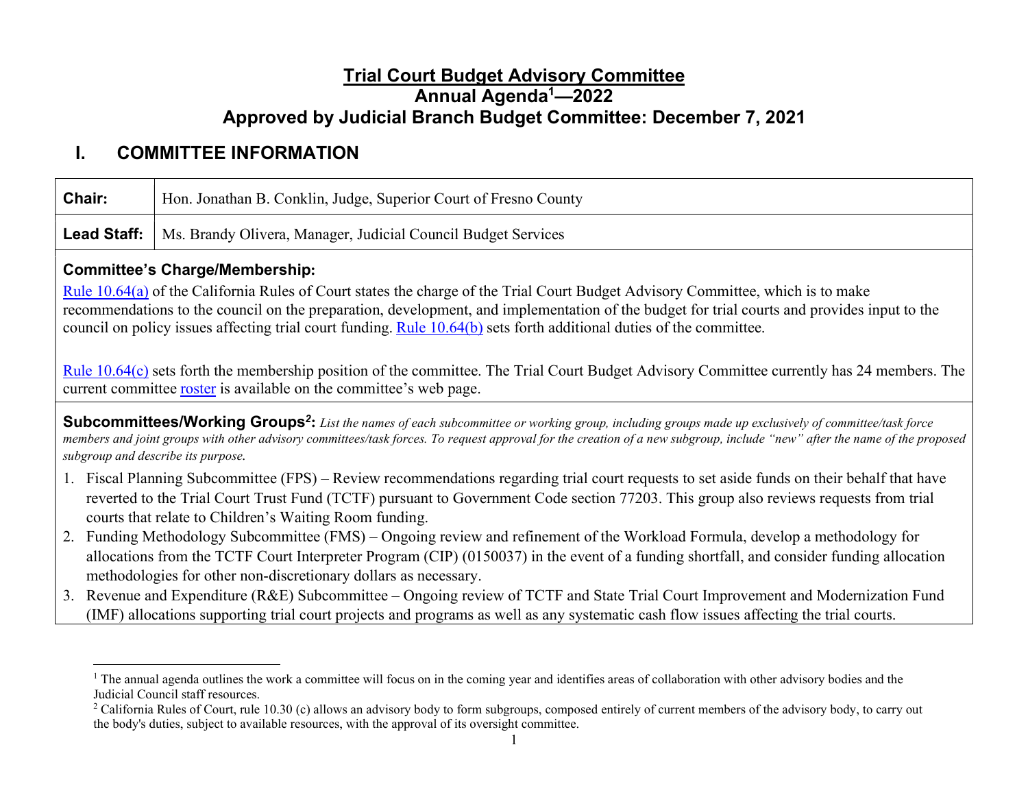# Trial Court Budget Advisory Committee
## Annual Agenda[1]—2022
## Approved by Judicial Branch Budget Committee: December 7, 2021

## I. COMMITTEE INFORMATION

| | |
|---|---|
| **Chair:** | Hon. Jonathan B. Conklin, Judge, Superior Court of Fresno County |
| **Lead Staff:** | Ms. Brandy Olivera, Manager, Judicial Council Budget Services |

### Committee's Charge/Membership:

Rule 10.64(a) of the California Rules of Court states the charge of the Trial Court Budget Advisory Committee, which is to make recommendations to the council on the preparation, development, and implementation of the budget for trial courts and provides input to the council on policy issues affecting trial court funding. Rule 10.64(b) sets forth additional duties of the committee.

Rule 10.64(c) sets forth the membership position of the committee. The Trial Court Budget Advisory Committee currently has 24 members. The current committee roster is available on the committee's web page.

**Subcommittees/Working Groups[2]:** *List the names of each subcommittee or working group, including groups made up exclusively of committee/task force members and joint groups with other advisory committees/task forces. To request approval for the creation of a new subgroup, include "new" after the name of the proposed subgroup and describe its purpose.*

1. Fiscal Planning Subcommittee (FPS) – Review recommendations regarding trial court requests to set aside funds on their behalf that have reverted to the Trial Court Trust Fund (TCTF) pursuant to Government Code section 77203. This group also reviews requests from trial courts that relate to Children's Waiting Room funding.
2. Funding Methodology Subcommittee (FMS) – Ongoing review and refinement of the Workload Formula, develop a methodology for allocations from the TCTF Court Interpreter Program (CIP) (0150037) in the event of a funding shortfall, and consider funding allocation methodologies for other non-discretionary dollars as necessary.
3. Revenue and Expenditure (R&E) Subcommittee – Ongoing review of TCTF and State Trial Court Improvement and Modernization Fund (IMF) allocations supporting trial court projects and programs as well as any systematic cash flow issues affecting the trial courts.

---

[1] The annual agenda outlines the work a committee will focus on in the coming year and identifies areas of collaboration with other advisory bodies and the Judicial Council staff resources.

[2] California Rules of Court, rule 10.30 (c) allows an advisory body to form subgroups, composed entirely of current members of the advisory body, to carry out the body's duties, subject to available resources, with the approval of its oversight committee.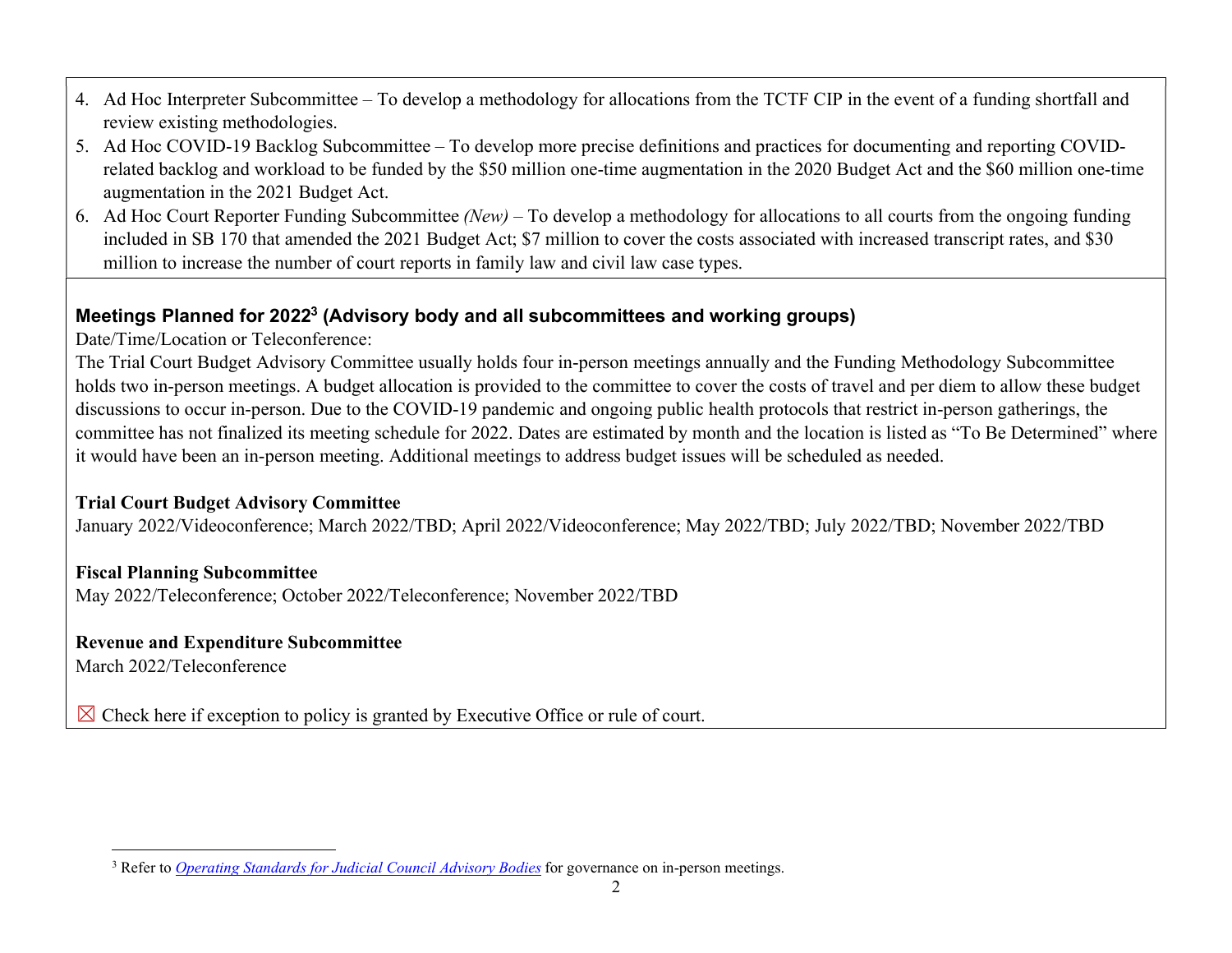4. Ad Hoc Interpreter Subcommittee – To develop a methodology for allocations from the TCTF CIP in the event of a funding shortfall and review existing methodologies.
5. Ad Hoc COVID-19 Backlog Subcommittee – To develop more precise definitions and practices for documenting and reporting COVID-related backlog and workload to be funded by the $50 million one-time augmentation in the 2020 Budget Act and the $60 million one-time augmentation in the 2021 Budget Act.
6. Ad Hoc Court Reporter Funding Subcommittee *(New)* – To develop a methodology for allocations to all courts from the ongoing funding included in SB 170 that amended the 2021 Budget Act; $7 million to cover the costs associated with increased transcript rates, and $30 million to increase the number of court reports in family law and civil law case types.

**Meetings Planned for 2022[3] (Advisory body and all subcommittees and working groups)**

Date/Time/Location or Teleconference:

The Trial Court Budget Advisory Committee usually holds four in-person meetings annually and the Funding Methodology Subcommittee holds two in-person meetings. A budget allocation is provided to the committee to cover the costs of travel and per diem to allow these budget discussions to occur in-person. Due to the COVID-19 pandemic and ongoing public health protocols that restrict in-person gatherings, the committee has not finalized its meeting schedule for 2022. Dates are estimated by month and the location is listed as "To Be Determined" where it would have been an in-person meeting. Additional meetings to address budget issues will be scheduled as needed.

**Trial Court Budget Advisory Committee**

January 2022/Videoconference; March 2022/TBD; April 2022/Videoconference; May 2022/TBD; July 2022/TBD; November 2022/TBD

**Fiscal Planning Subcommittee**

May 2022/Teleconference; October 2022/Teleconference; November 2022/TBD

**Revenue and Expenditure Subcommittee**

March 2022/Teleconference

☒ Check here if exception to policy is granted by Executive Office or rule of court.

---

[3] Refer to *Operating Standards for Judicial Council Advisory Bodies* for governance on in-person meetings.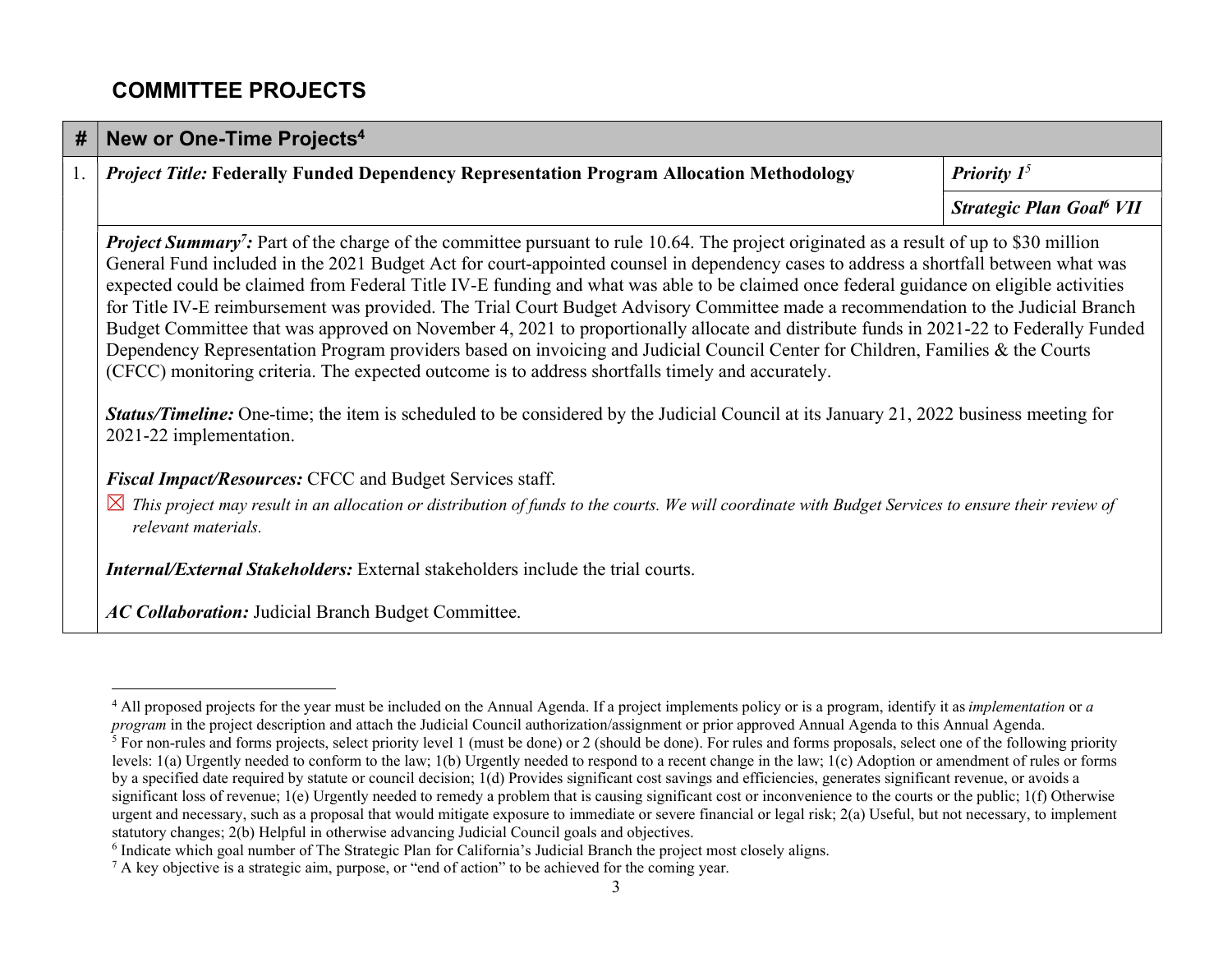## COMMITTEE PROJECTS

| # | New or One-Time Projects[4] | |
|---|---|---|
| 1. | *Project Title:* **Federally Funded Dependency Representation Program Allocation Methodology** | ***Priority 1***[5] |
| | | ***Strategic Plan Goal***[6] ***VII*** |

***Project Summary***[7]***:*** Part of the charge of the committee pursuant to rule 10.64. The project originated as a result of up to $30 million General Fund included in the 2021 Budget Act for court-appointed counsel in dependency cases to address a shortfall between what was expected could be claimed from Federal Title IV-E funding and what was able to be claimed once federal guidance on eligible activities for Title IV-E reimbursement was provided. The Trial Court Budget Advisory Committee made a recommendation to the Judicial Branch Budget Committee that was approved on November 4, 2021 to proportionally allocate and distribute funds in 2021-22 to Federally Funded Dependency Representation Program providers based on invoicing and Judicial Council Center for Children, Families & the Courts (CFCC) monitoring criteria. The expected outcome is to address shortfalls timely and accurately.

***Status/Timeline:*** One-time; the item is scheduled to be considered by the Judicial Council at its January 21, 2022 business meeting for 2021-22 implementation.

***Fiscal Impact/Resources:*** CFCC and Budget Services staff.

☒ *This project may result in an allocation or distribution of funds to the courts. We will coordinate with Budget Services to ensure their review of relevant materials.*

***Internal/External Stakeholders:*** External stakeholders include the trial courts.

***AC Collaboration:*** Judicial Branch Budget Committee.

---

[4] All proposed projects for the year must be included on the Annual Agenda. If a project implements policy or is a program, identify it as *implementation* or *a program* in the project description and attach the Judicial Council authorization/assignment or prior approved Annual Agenda to this Annual Agenda.

[5] For non-rules and forms projects, select priority level 1 (must be done) or 2 (should be done). For rules and forms proposals, select one of the following priority levels: 1(a) Urgently needed to conform to the law; 1(b) Urgently needed to respond to a recent change in the law; 1(c) Adoption or amendment of rules or forms by a specified date required by statute or council decision; 1(d) Provides significant cost savings and efficiencies, generates significant revenue, or avoids a significant loss of revenue; 1(e) Urgently needed to remedy a problem that is causing significant cost or inconvenience to the courts or the public; 1(f) Otherwise urgent and necessary, such as a proposal that would mitigate exposure to immediate or severe financial or legal risk; 2(a) Useful, but not necessary, to implement statutory changes; 2(b) Helpful in otherwise advancing Judicial Council goals and objectives.

[6] Indicate which goal number of The Strategic Plan for California's Judicial Branch the project most closely aligns.

[7] A key objective is a strategic aim, purpose, or "end of action" to be achieved for the coming year.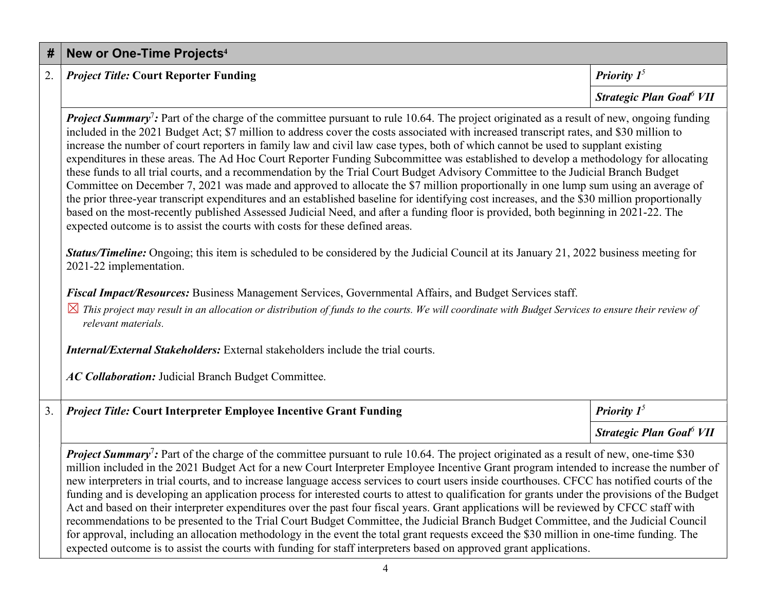| # | New or One-Time Projects[4] | |
|---|---|---|
| 2. | ***Project Title:* Court Reporter Funding** | ***Priority 1*[5]** |
| | | ***Strategic Plan Goal*[6] *VII*** |
| | ***Project Summary*[7]*:*** Part of the charge of the committee pursuant to rule 10.64. The project originated as a result of new, ongoing funding included in the 2021 Budget Act; $7 million to address cover the costs associated with increased transcript rates, and $30 million to increase the number of court reporters in family law and civil law case types, both of which cannot be used to supplant existing expenditures in these areas. The Ad Hoc Court Reporter Funding Subcommittee was established to develop a methodology for allocating these funds to all trial courts, and a recommendation by the Trial Court Budget Advisory Committee to the Judicial Branch Budget Committee on December 7, 2021 was made and approved to allocate the $7 million proportionally in one lump sum using an average of the prior three-year transcript expenditures and an established baseline for identifying cost increases, and the $30 million proportionally based on the most-recently published Assessed Judicial Need, and after a funding floor is provided, both beginning in 2021-22. The expected outcome is to assist the courts with costs for these defined areas.<br><br>***Status/Timeline:*** Ongoing; this item is scheduled to be considered by the Judicial Council at its January 21, 2022 business meeting for 2021-22 implementation.<br><br>***Fiscal Impact/Resources:*** Business Management Services, Governmental Affairs, and Budget Services staff.<br>☒ *This project may result in an allocation or distribution of funds to the courts. We will coordinate with Budget Services to ensure their review of relevant materials.*<br><br>***Internal/External Stakeholders:*** External stakeholders include the trial courts.<br><br>***AC Collaboration:*** Judicial Branch Budget Committee. | |
| 3. | ***Project Title:* Court Interpreter Employee Incentive Grant Funding** | ***Priority 1*[5]** |
| | | ***Strategic Plan Goal*[6] *VII*** |
| | ***Project Summary*[7]*:*** Part of the charge of the committee pursuant to rule 10.64. The project originated as a result of new, one-time $30 million included in the 2021 Budget Act for a new Court Interpreter Employee Incentive Grant program intended to increase the number of new interpreters in trial courts, and to increase language access services to court users inside courthouses. CFCC has notified courts of the funding and is developing an application process for interested courts to attest to qualification for grants under the provisions of the Budget Act and based on their interpreter expenditures over the past four fiscal years. Grant applications will be reviewed by CFCC staff with recommendations to be presented to the Trial Court Budget Committee, the Judicial Branch Budget Committee, and the Judicial Council for approval, including an allocation methodology in the event the total grant requests exceed the $30 million in one-time funding. The expected outcome is to assist the courts with funding for staff interpreters based on approved grant applications. | |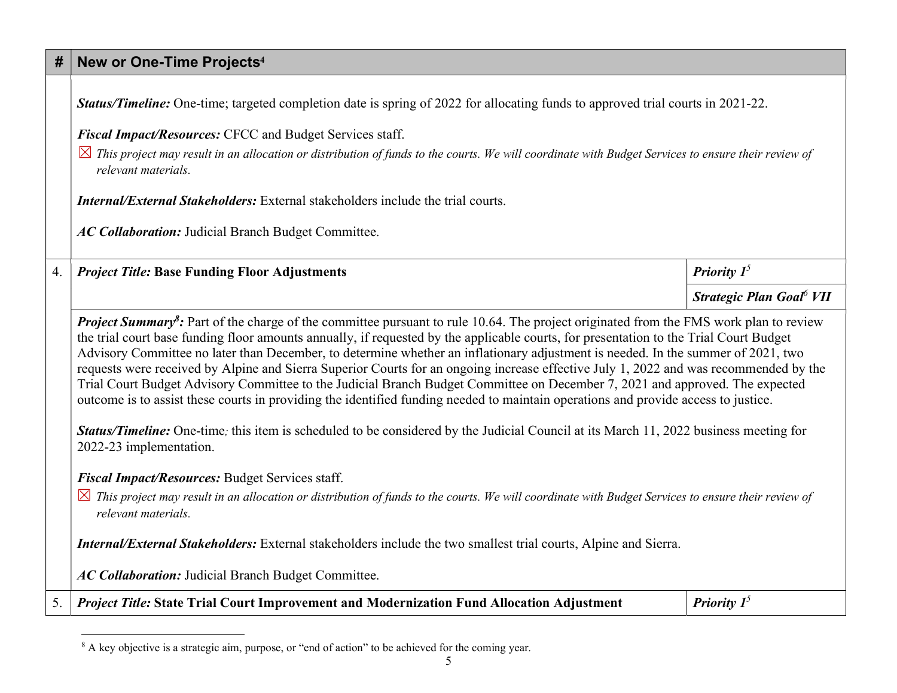| # | New or One-Time Projects[4] | |
|---|---|---|
| | ***Status/Timeline:*** One-time; targeted completion date is spring of 2022 for allocating funds to approved trial courts in 2021-22.<br><br>***Fiscal Impact/Resources:*** CFCC and Budget Services staff.<br><br>☒ *This project may result in an allocation or distribution of funds to the courts. We will coordinate with Budget Services to ensure their review of relevant materials.*<br><br>***Internal/External Stakeholders:*** External stakeholders include the trial courts.<br><br>***AC Collaboration:*** Judicial Branch Budget Committee. | |
| 4. | ***Project Title:*** **Base Funding Floor Adjustments** | ***Priority 1***[5] |
| | | ***Strategic Plan Goal***[6] ***VII*** |
| | ***Project Summary***[8]***:*** Part of the charge of the committee pursuant to rule 10.64. The project originated from the FMS work plan to review the trial court base funding floor amounts annually, if requested by the applicable courts, for presentation to the Trial Court Budget Advisory Committee no later than December, to determine whether an inflationary adjustment is needed. In the summer of 2021, two requests were received by Alpine and Sierra Superior Courts for an ongoing increase effective July 1, 2022 and was recommended by the Trial Court Budget Advisory Committee to the Judicial Branch Budget Committee on December 7, 2021 and approved. The expected outcome is to assist these courts in providing the identified funding needed to maintain operations and provide access to justice.<br><br>***Status/Timeline:*** One-time; this item is scheduled to be considered by the Judicial Council at its March 11, 2022 business meeting for 2022-23 implementation.<br><br>***Fiscal Impact/Resources:*** Budget Services staff.<br><br>☒ *This project may result in an allocation or distribution of funds to the courts. We will coordinate with Budget Services to ensure their review of relevant materials.*<br><br>***Internal/External Stakeholders:*** External stakeholders include the two smallest trial courts, Alpine and Sierra.<br><br>***AC Collaboration:*** Judicial Branch Budget Committee. | |
| 5. | ***Project Title:*** **State Trial Court Improvement and Modernization Fund Allocation Adjustment** | ***Priority 1***[5] |

[8] A key objective is a strategic aim, purpose, or "end of action" to be achieved for the coming year.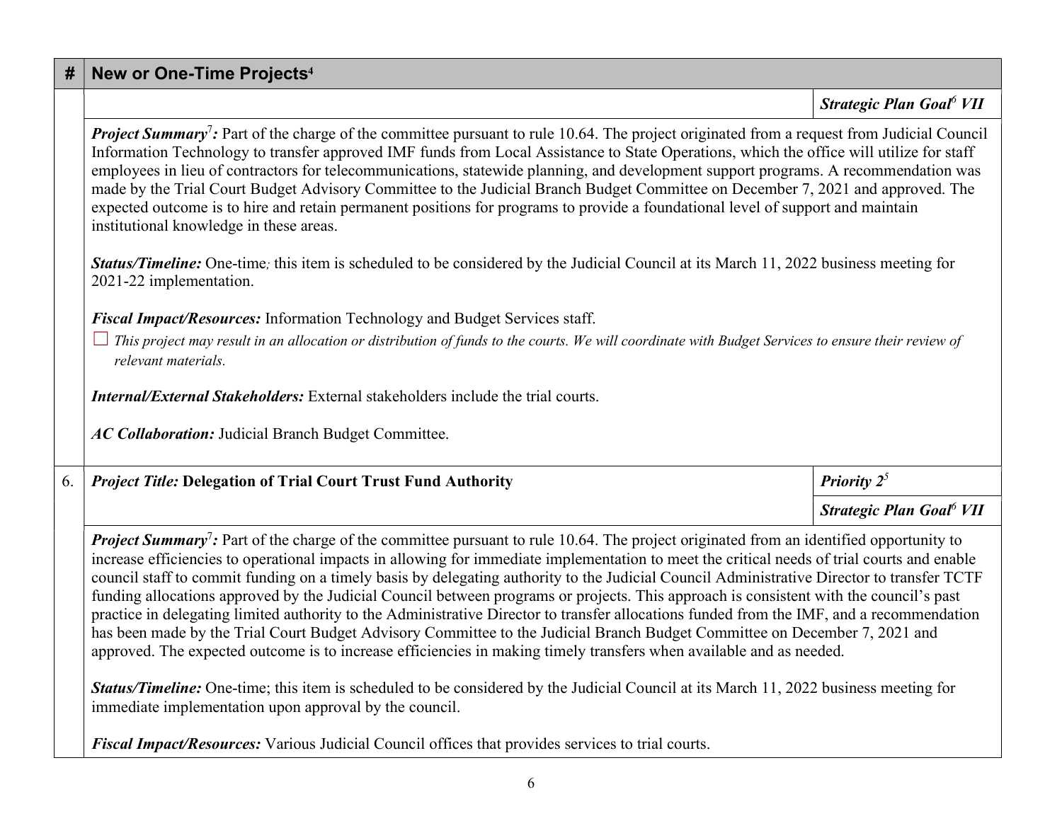| # | New or One-Time Projects[4] | |
|---|---|---|
| | | ***Strategic Plan Goal[6] VII*** |
| | ***Project Summary[7]:*** Part of the charge of the committee pursuant to rule 10.64. The project originated from a request from Judicial Council Information Technology to transfer approved IMF funds from Local Assistance to State Operations, which the office will utilize for staff employees in lieu of contractors for telecommunications, statewide planning, and development support programs. A recommendation was made by the Trial Court Budget Advisory Committee to the Judicial Branch Budget Committee on December 7, 2021 and approved. The expected outcome is to hire and retain permanent positions for programs to provide a foundational level of support and maintain institutional knowledge in these areas.<br><br>***Status/Timeline:*** One-time; this item is scheduled to be considered by the Judicial Council at its March 11, 2022 business meeting for 2021-22 implementation.<br><br>***Fiscal Impact/Resources:*** Information Technology and Budget Services staff.<br>☐ *This project may result in an allocation or distribution of funds to the courts. We will coordinate with Budget Services to ensure their review of relevant materials.*<br><br>***Internal/External Stakeholders:*** External stakeholders include the trial courts.<br><br>***AC Collaboration:*** Judicial Branch Budget Committee. | |
| 6. | ***Project Title:*** **Delegation of Trial Court Trust Fund Authority** | ***Priority 2[5]*** |
| | | ***Strategic Plan Goal[6] VII*** |
| | ***Project Summary[7]:*** Part of the charge of the committee pursuant to rule 10.64. The project originated from an identified opportunity to increase efficiencies to operational impacts in allowing for immediate implementation to meet the critical needs of trial courts and enable council staff to commit funding on a timely basis by delegating authority to the Judicial Council Administrative Director to transfer TCTF funding allocations approved by the Judicial Council between programs or projects. This approach is consistent with the council's past practice in delegating limited authority to the Administrative Director to transfer allocations funded from the IMF, and a recommendation has been made by the Trial Court Budget Advisory Committee to the Judicial Branch Budget Committee on December 7, 2021 and approved. The expected outcome is to increase efficiencies in making timely transfers when available and as needed.<br><br>***Status/Timeline:*** One-time; this item is scheduled to be considered by the Judicial Council at its March 11, 2022 business meeting for immediate implementation upon approval by the council.<br><br>***Fiscal Impact/Resources:*** Various Judicial Council offices that provides services to trial courts. | |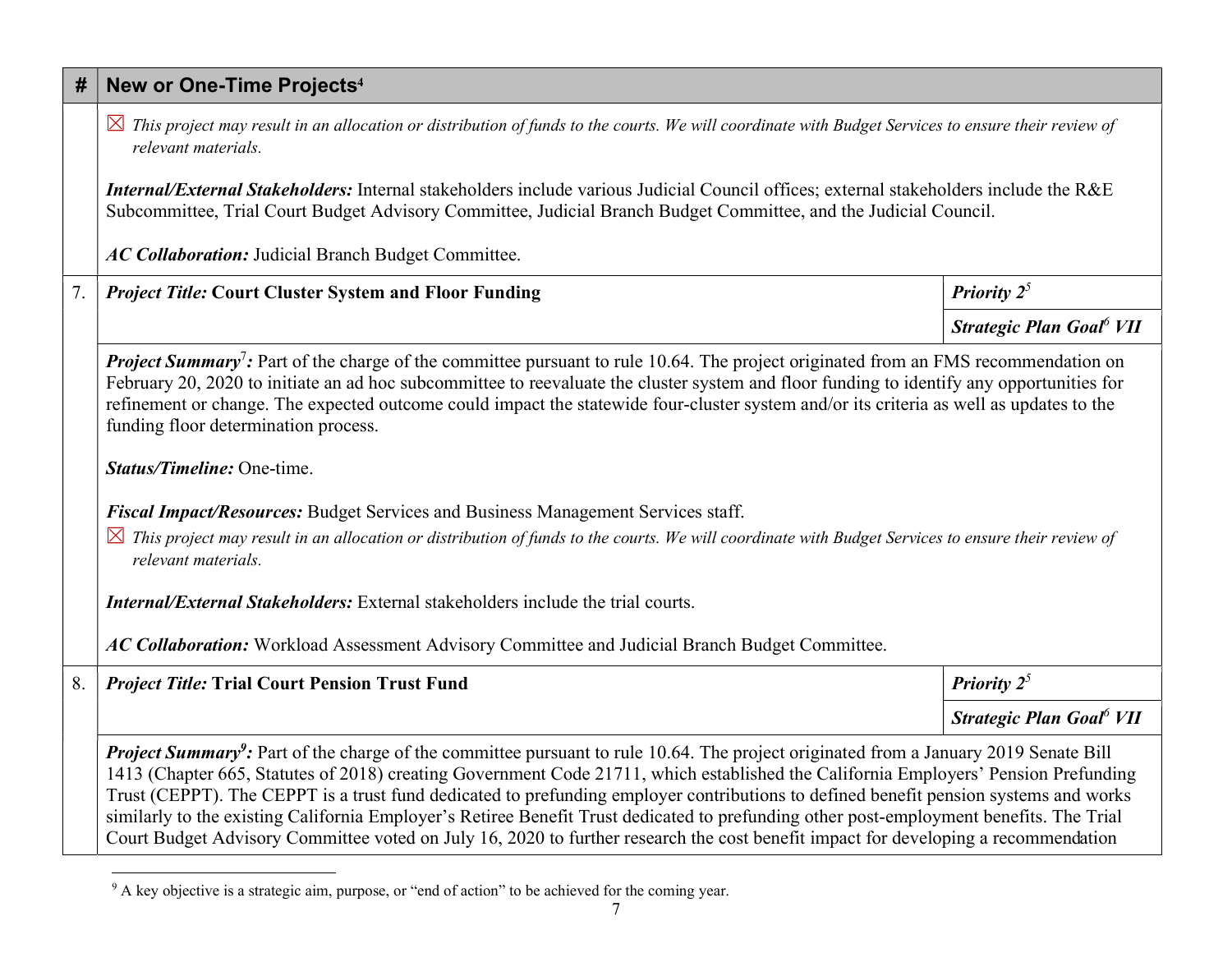| # | New or One-Time Projects[4] | |
|---|---|---|
| | ☒ *This project may result in an allocation or distribution of funds to the courts. We will coordinate with Budget Services to ensure their review of relevant materials.*<br><br>***Internal/External Stakeholders:*** Internal stakeholders include various Judicial Council offices; external stakeholders include the R&E Subcommittee, Trial Court Budget Advisory Committee, Judicial Branch Budget Committee, and the Judicial Council.<br><br>***AC Collaboration:*** Judicial Branch Budget Committee. | |
| 7. | ***Project Title:*** **Court Cluster System and Floor Funding** | ***Priority 2***[5]<br>***Strategic Plan Goal***[6] ***VII*** |
| | ***Project Summary***[7]***:*** Part of the charge of the committee pursuant to rule 10.64. The project originated from an FMS recommendation on February 20, 2020 to initiate an ad hoc subcommittee to reevaluate the cluster system and floor funding to identify any opportunities for refinement or change. The expected outcome could impact the statewide four-cluster system and/or its criteria as well as updates to the funding floor determination process.<br><br>***Status/Timeline:*** One-time.<br><br>***Fiscal Impact/Resources:*** Budget Services and Business Management Services staff.<br>☒ *This project may result in an allocation or distribution of funds to the courts. We will coordinate with Budget Services to ensure their review of relevant materials.*<br><br>***Internal/External Stakeholders:*** External stakeholders include the trial courts.<br><br>***AC Collaboration:*** Workload Assessment Advisory Committee and Judicial Branch Budget Committee. | |
| 8. | ***Project Title:*** **Trial Court Pension Trust Fund** | ***Priority 2***[5]<br>***Strategic Plan Goal***[6] ***VII*** |
| | ***Project Summary***[9]***:*** Part of the charge of the committee pursuant to rule 10.64. The project originated from a January 2019 Senate Bill 1413 (Chapter 665, Statutes of 2018) creating Government Code 21711, which established the California Employers' Pension Prefunding Trust (CEPPT). The CEPPT is a trust fund dedicated to prefunding employer contributions to defined benefit pension systems and works similarly to the existing California Employer's Retiree Benefit Trust dedicated to prefunding other post-employment benefits. The Trial Court Budget Advisory Committee voted on July 16, 2020 to further research the cost benefit impact for developing a recommendation | |

[9] A key objective is a strategic aim, purpose, or "end of action" to be achieved for the coming year.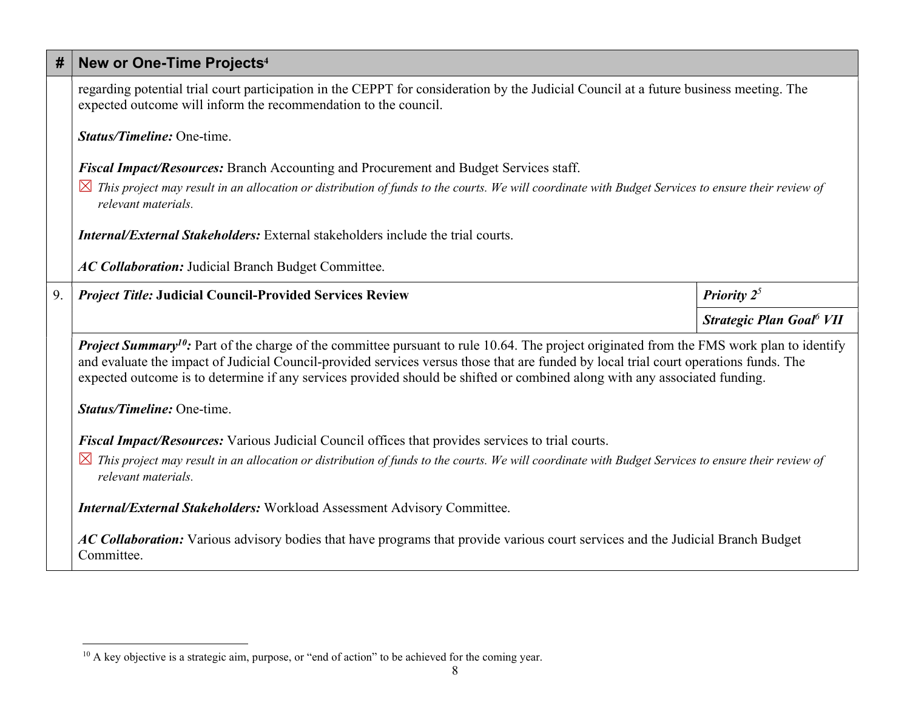| # | New or One-Time Projects[4] | |
|---|---|---|
| | regarding potential trial court participation in the CEPPT for consideration by the Judicial Council at a future business meeting. The expected outcome will inform the recommendation to the council.<br><br>***Status/Timeline:*** One-time.<br><br>***Fiscal Impact/Resources:*** Branch Accounting and Procurement and Budget Services staff.<br>☒ *This project may result in an allocation or distribution of funds to the courts. We will coordinate with Budget Services to ensure their review of relevant materials.*<br><br>***Internal/External Stakeholders:*** External stakeholders include the trial courts.<br><br>***AC Collaboration:*** Judicial Branch Budget Committee. | |
| 9. | ***Project Title:*** **Judicial Council-Provided Services Review** | ***Priority 2***[5] |
| | | ***Strategic Plan Goal***[6] ***VII*** |
| | ***Project Summary***[10]***:*** Part of the charge of the committee pursuant to rule 10.64. The project originated from the FMS work plan to identify and evaluate the impact of Judicial Council-provided services versus those that are funded by local trial court operations funds. The expected outcome is to determine if any services provided should be shifted or combined along with any associated funding.<br><br>***Status/Timeline:*** One-time.<br><br>***Fiscal Impact/Resources:*** Various Judicial Council offices that provides services to trial courts.<br>☒ *This project may result in an allocation or distribution of funds to the courts. We will coordinate with Budget Services to ensure their review of relevant materials.*<br><br>***Internal/External Stakeholders:*** Workload Assessment Advisory Committee.<br><br>***AC Collaboration:*** Various advisory bodies that have programs that provide various court services and the Judicial Branch Budget Committee. | |

[10] A key objective is a strategic aim, purpose, or "end of action" to be achieved for the coming year.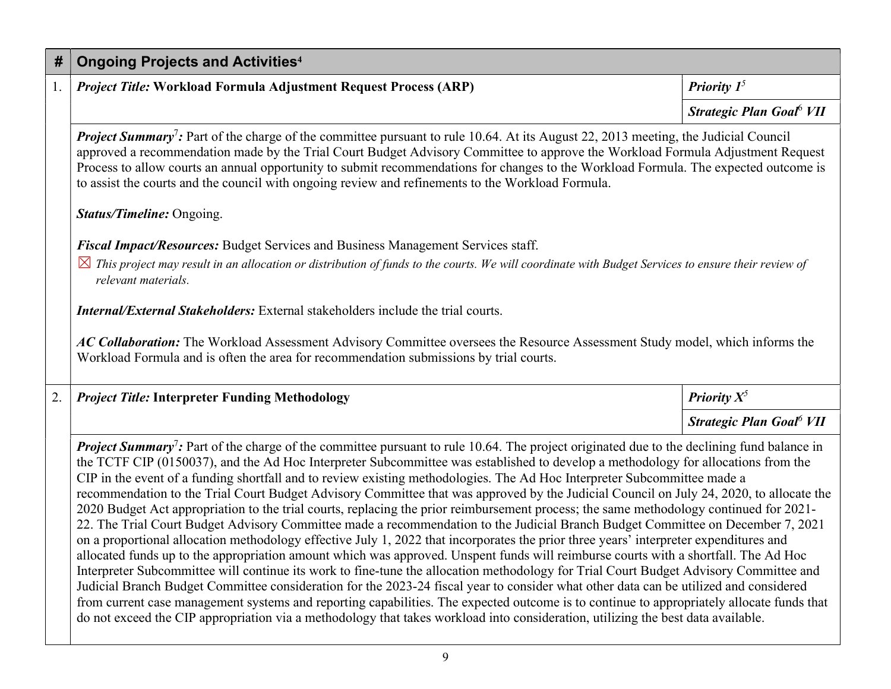| # | Ongoing Projects and Activities[4] | |
|---|---|---|
| 1. | ***Project Title:*** **Workload Formula Adjustment Request Process (ARP)** | ***Priority 1***[5] |
| | | ***Strategic Plan Goal***[6] ***VII*** |

***Project Summary***[7]***:*** Part of the charge of the committee pursuant to rule 10.64. At its August 22, 2013 meeting, the Judicial Council approved a recommendation made by the Trial Court Budget Advisory Committee to approve the Workload Formula Adjustment Request Process to allow courts an annual opportunity to submit recommendations for changes to the Workload Formula. The expected outcome is to assist the courts and the council with ongoing review and refinements to the Workload Formula.

***Status/Timeline:*** Ongoing.

***Fiscal Impact/Resources:*** Budget Services and Business Management Services staff.

☒ *This project may result in an allocation or distribution of funds to the courts. We will coordinate with Budget Services to ensure their review of relevant materials.*

***Internal/External Stakeholders:*** External stakeholders include the trial courts.

***AC Collaboration:*** The Workload Assessment Advisory Committee oversees the Resource Assessment Study model, which informs the Workload Formula and is often the area for recommendation submissions by trial courts.

| # | | |
|---|---|---|
| 2. | ***Project Title:*** **Interpreter Funding Methodology** | ***Priority X***[5] |
| | | ***Strategic Plan Goal***[6] ***VII*** |

***Project Summary***[7]***:*** Part of the charge of the committee pursuant to rule 10.64. The project originated due to the declining fund balance in the TCTF CIP (0150037), and the Ad Hoc Interpreter Subcommittee was established to develop a methodology for allocations from the CIP in the event of a funding shortfall and to review existing methodologies. The Ad Hoc Interpreter Subcommittee made a recommendation to the Trial Court Budget Advisory Committee that was approved by the Judicial Council on July 24, 2020, to allocate the 2020 Budget Act appropriation to the trial courts, replacing the prior reimbursement process; the same methodology continued for 2021-22. The Trial Court Budget Advisory Committee made a recommendation to the Judicial Branch Budget Committee on December 7, 2021 on a proportional allocation methodology effective July 1, 2022 that incorporates the prior three years' interpreter expenditures and allocated funds up to the appropriation amount which was approved. Unspent funds will reimburse courts with a shortfall. The Ad Hoc Interpreter Subcommittee will continue its work to fine-tune the allocation methodology for Trial Court Budget Advisory Committee and Judicial Branch Budget Committee consideration for the 2023-24 fiscal year to consider what other data can be utilized and considered from current case management systems and reporting capabilities. The expected outcome is to continue to appropriately allocate funds that do not exceed the CIP appropriation via a methodology that takes workload into consideration, utilizing the best data available.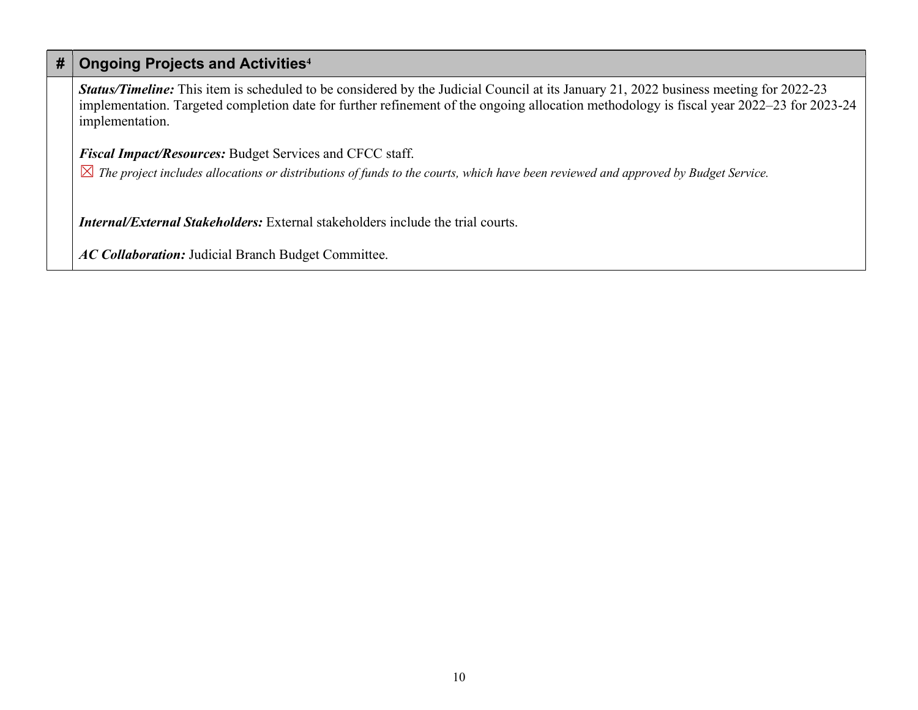| # | Ongoing Projects and Activities[4] |
|---|---|
| | ***Status/Timeline:*** This item is scheduled to be considered by the Judicial Council at its January 21, 2022 business meeting for 2022-23 implementation. Targeted completion date for further refinement of the ongoing allocation methodology is fiscal year 2022–23 for 2023-24 implementation.<br><br>***Fiscal Impact/Resources:*** Budget Services and CFCC staff.<br>☒ *The project includes allocations or distributions of funds to the courts, which have been reviewed and approved by Budget Service.*<br><br>***Internal/External Stakeholders:*** External stakeholders include the trial courts.<br><br>***AC Collaboration:*** Judicial Branch Budget Committee. |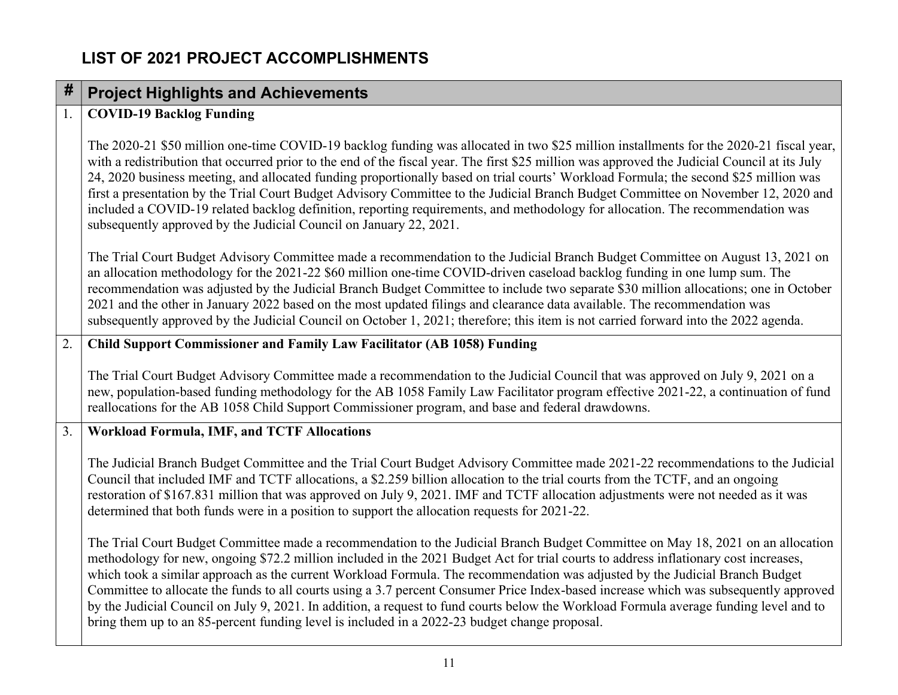## LIST OF 2021 PROJECT ACCOMPLISHMENTS

| # | Project Highlights and Achievements |
|---|---|
| 1. | **COVID-19 Backlog Funding**<br><br>The 2020-21 $50 million one-time COVID-19 backlog funding was allocated in two $25 million installments for the 2020-21 fiscal year, with a redistribution that occurred prior to the end of the fiscal year. The first $25 million was approved the Judicial Council at its July 24, 2020 business meeting, and allocated funding proportionally based on trial courts' Workload Formula; the second $25 million was first a presentation by the Trial Court Budget Advisory Committee to the Judicial Branch Budget Committee on November 12, 2020 and included a COVID-19 related backlog definition, reporting requirements, and methodology for allocation. The recommendation was subsequently approved by the Judicial Council on January 22, 2021.<br><br>The Trial Court Budget Advisory Committee made a recommendation to the Judicial Branch Budget Committee on August 13, 2021 on an allocation methodology for the 2021-22 $60 million one-time COVID-driven caseload backlog funding in one lump sum. The recommendation was adjusted by the Judicial Branch Budget Committee to include two separate $30 million allocations; one in October 2021 and the other in January 2022 based on the most updated filings and clearance data available. The recommendation was subsequently approved by the Judicial Council on October 1, 2021; therefore; this item is not carried forward into the 2022 agenda. |
| 2. | **Child Support Commissioner and Family Law Facilitator (AB 1058) Funding**<br><br>The Trial Court Budget Advisory Committee made a recommendation to the Judicial Council that was approved on July 9, 2021 on a new, population-based funding methodology for the AB 1058 Family Law Facilitator program effective 2021-22, a continuation of fund reallocations for the AB 1058 Child Support Commissioner program, and base and federal drawdowns. |
| 3. | **Workload Formula, IMF, and TCTF Allocations**<br><br>The Judicial Branch Budget Committee and the Trial Court Budget Advisory Committee made 2021-22 recommendations to the Judicial Council that included IMF and TCTF allocations, a $2.259 billion allocation to the trial courts from the TCTF, and an ongoing restoration of $167.831 million that was approved on July 9, 2021. IMF and TCTF allocation adjustments were not needed as it was determined that both funds were in a position to support the allocation requests for 2021-22.<br><br>The Trial Court Budget Committee made a recommendation to the Judicial Branch Budget Committee on May 18, 2021 on an allocation methodology for new, ongoing $72.2 million included in the 2021 Budget Act for trial courts to address inflationary cost increases, which took a similar approach as the current Workload Formula. The recommendation was adjusted by the Judicial Branch Budget Committee to allocate the funds to all courts using a 3.7 percent Consumer Price Index-based increase which was subsequently approved by the Judicial Council on July 9, 2021. In addition, a request to fund courts below the Workload Formula average funding level and to bring them up to an 85-percent funding level is included in a 2022-23 budget change proposal. |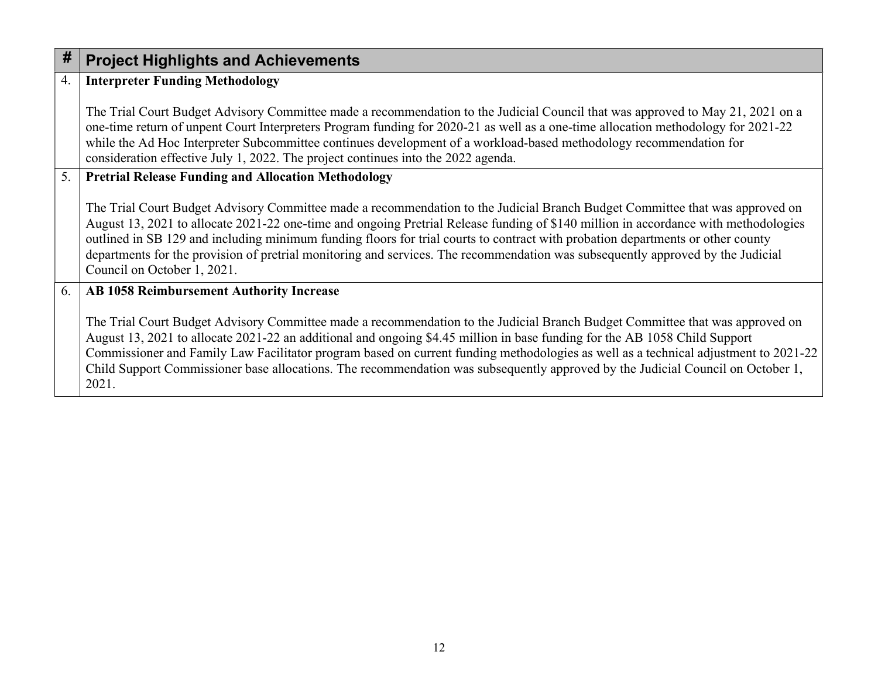| # | Project Highlights and Achievements |
|---|---|
| 4. | **Interpreter Funding Methodology**<br><br>The Trial Court Budget Advisory Committee made a recommendation to the Judicial Council that was approved to May 21, 2021 on a one-time return of unpent Court Interpreters Program funding for 2020-21 as well as a one-time allocation methodology for 2021-22 while the Ad Hoc Interpreter Subcommittee continues development of a workload-based methodology recommendation for consideration effective July 1, 2022. The project continues into the 2022 agenda. |
| 5. | **Pretrial Release Funding and Allocation Methodology**<br><br>The Trial Court Budget Advisory Committee made a recommendation to the Judicial Branch Budget Committee that was approved on August 13, 2021 to allocate 2021-22 one-time and ongoing Pretrial Release funding of $140 million in accordance with methodologies outlined in SB 129 and including minimum funding floors for trial courts to contract with probation departments or other county departments for the provision of pretrial monitoring and services. The recommendation was subsequently approved by the Judicial Council on October 1, 2021. |
| 6. | **AB 1058 Reimbursement Authority Increase**<br><br>The Trial Court Budget Advisory Committee made a recommendation to the Judicial Branch Budget Committee that was approved on August 13, 2021 to allocate 2021-22 an additional and ongoing $4.45 million in base funding for the AB 1058 Child Support Commissioner and Family Law Facilitator program based on current funding methodologies as well as a technical adjustment to 2021-22 Child Support Commissioner base allocations. The recommendation was subsequently approved by the Judicial Council on October 1, 2021. |